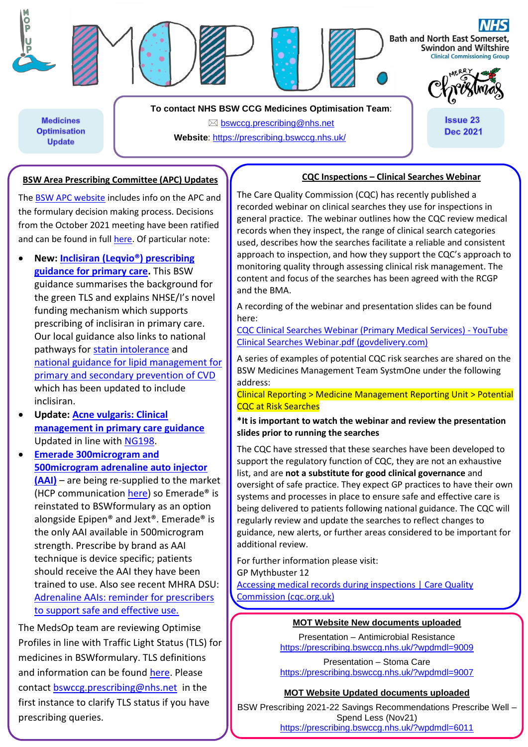# MOP UP.

**Medicines Optimisation Update**

**To contact NHS BSW CCG Medicines Optimisation Team**:
✉ bswccg.prescribing@nhs.net
**Website**: https://prescribing.bswccg.nhs.uk/

NHS Bath and North East Somerset, Swindon and Wiltshire Clinical Commissioning Group

Merry Christmas

**Issue 23**
**Dec 2021**

## BSW Area Prescribing Committee (APC) Updates

The BSW APC website includes info on the APC and the formulary decision making process. Decisions from the October 2021 meeting have been ratified and can be found in full here. Of particular note:

- **New: Inclisiran (Leqvio®) prescribing guidance for primary care.** This BSW guidance summarises the background for the green TLS and explains NHSE/I's novel funding mechanism which supports prescribing of inclisiran in primary care. Our local guidance also links to national pathways for statin intolerance and national guidance for lipid management for primary and secondary prevention of CVD which has been updated to include inclisiran.
- **Update: Acne vulgaris: Clinical management in primary care guidance** Updated in line with NG198.
- **Emerade 300microgram and 500microgram adrenaline auto injector (AAI)** – are being re-supplied to the market (HCP communication here) so Emerade® is reinstated to BSWformulary as an option alongside Epipen® and Jext®. Emerade® is the only AAI available in 500microgram strength. Prescribe by brand as AAI technique is device specific; patients should receive the AAI they have been trained to use. Also see recent MHRA DSU: Adrenaline AAIs: reminder for prescribers to support safe and effective use.

The MedsOp team are reviewing Optimise Profiles in line with Traffic Light Status (TLS) for medicines in BSWformulary. TLS definitions and information can be found here. Please contact bswccg.prescribing@nhs.net in the first instance to clarify TLS status if you have prescribing queries.

## CQC Inspections – Clinical Searches Webinar

The Care Quality Commission (CQC) has recently published a recorded webinar on clinical searches they use for inspections in general practice. The webinar outlines how the CQC review medical records when they inspect, the range of clinical search categories used, describes how the searches facilitate a reliable and consistent approach to inspection, and how they support the CQC's approach to monitoring quality through assessing clinical risk management. The content and focus of the searches has been agreed with the RCGP and the BMA.

A recording of the webinar and presentation slides can be found here:
CQC Clinical Searches Webinar (Primary Medical Services) - YouTube
Clinical Searches Webinar.pdf (govdelivery.com)

A series of examples of potential CQC risk searches are shared on the BSW Medicines Management Team SystmOne under the following address:
Clinical Reporting > Medicine Management Reporting Unit > Potential CQC at Risk Searches

**\*It is important to watch the webinar and review the presentation slides prior to running the searches**

The CQC have stressed that these searches have been developed to support the regulatory function of CQC, they are not an exhaustive list, and are **not a substitute for good clinical governance** and oversight of safe practice. They expect GP practices to have their own systems and processes in place to ensure safe and effective care is being delivered to patients following national guidance. The CQC will regularly review and update the searches to reflect changes to guidance, new alerts, or further areas considered to be important for additional review.

For further information please visit:
GP Mythbuster 12
Accessing medical records during inspections | Care Quality Commission (cqc.org.uk)

## MOT Website New documents uploaded

Presentation – Antimicrobial Resistance
https://prescribing.bswccg.nhs.uk/?wpdmdl=9009

Presentation – Stoma Care
https://prescribing.bswccg.nhs.uk/?wpdmdl=9007

## MOT Website Updated documents uploaded

BSW Prescribing 2021-22 Savings Recommendations Prescribe Well – Spend Less (Nov21)
https://prescribing.bswccg.nhs.uk/?wpdmdl=6011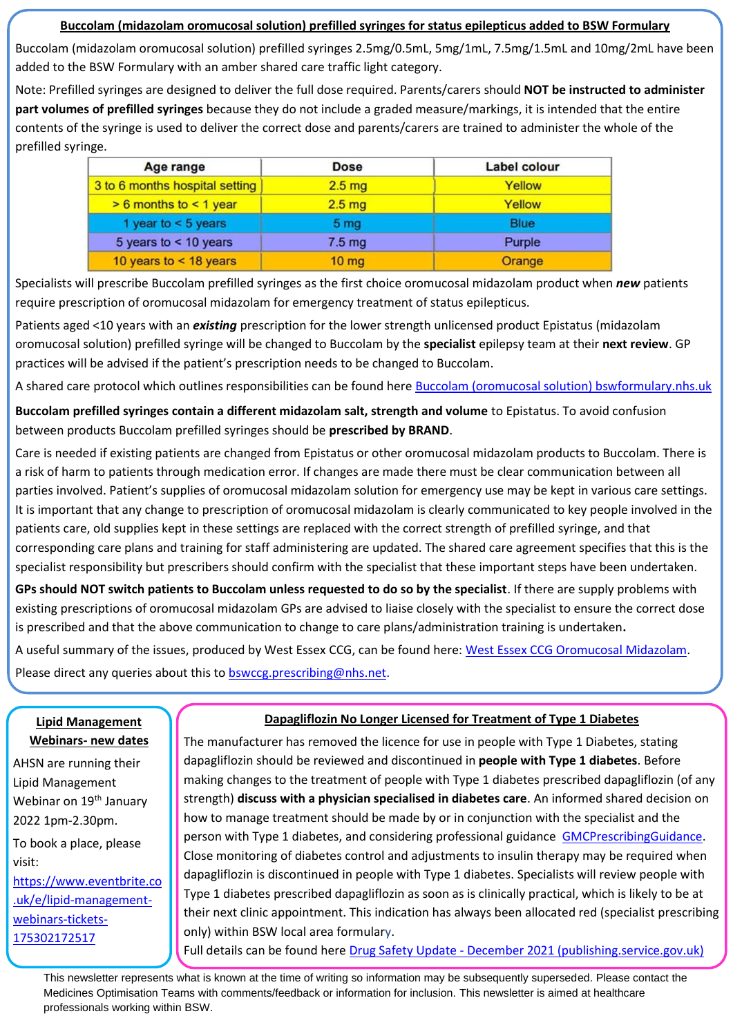## Buccolam (midazolam oromucosal solution) prefilled syringes for status epilepticus added to BSW Formulary

Buccolam (midazolam oromucosal solution) prefilled syringes 2.5mg/0.5mL, 5mg/1mL, 7.5mg/1.5mL and 10mg/2mL have been added to the BSW Formulary with an amber shared care traffic light category.

Note: Prefilled syringes are designed to deliver the full dose required. Parents/carers should **NOT be instructed to administer part volumes of prefilled syringes** because they do not include a graded measure/markings, it is intended that the entire contents of the syringe is used to deliver the correct dose and parents/carers are trained to administer the whole of the prefilled syringe.

| Age range | Dose | Label colour |
|---|---|---|
| 3 to 6 months hospital setting | 2.5 mg | Yellow |
| > 6 months to < 1 year | 2.5 mg | Yellow |
| 1 year to < 5 years | 5 mg | Blue |
| 5 years to < 10 years | 7.5 mg | Purple |
| 10 years to < 18 years | 10 mg | Orange |

Specialists will prescribe Buccolam prefilled syringes as the first choice oromucosal midazolam product when ***new*** patients require prescription of oromucosal midazolam for emergency treatment of status epilepticus.

Patients aged <10 years with an ***existing*** prescription for the lower strength unlicensed product Epistatus (midazolam oromucosal solution) prefilled syringe will be changed to Buccolam by the **specialist** epilepsy team at their **next review**. GP practices will be advised if the patient's prescription needs to be changed to Buccolam.

A shared care protocol which outlines responsibilities can be found here [Buccolam (oromucosal solution) bswformulary.nhs.uk]

**Buccolam prefilled syringes contain a different midazolam salt, strength and volume** to Epistatus. To avoid confusion between products Buccolam prefilled syringes should be **prescribed by BRAND**.

Care is needed if existing patients are changed from Epistatus or other oromucosal midazolam products to Buccolam. There is a risk of harm to patients through medication error. If changes are made there must be clear communication between all parties involved. Patient's supplies of oromucosal midazolam solution for emergency use may be kept in various care settings. It is important that any change to prescription of oromucosal midazolam is clearly communicated to key people involved in the patients care, old supplies kept in these settings are replaced with the correct strength of prefilled syringe, and that corresponding care plans and training for staff administering are updated. The shared care agreement specifies that this is the specialist responsibility but prescribers should confirm with the specialist that these important steps have been undertaken.

**GPs should NOT switch patients to Buccolam unless requested to do so by the specialist**. If there are supply problems with existing prescriptions of oromucosal midazolam GPs are advised to liaise closely with the specialist to ensure the correct dose is prescribed and that the above communication to change to care plans/administration training is undertaken**.**

A useful summary of the issues, produced by West Essex CCG, can be found here: [West Essex CCG Oromucosal Midazolam].

Please direct any queries about this to bswccg.prescribing@nhs.net.

## Lipid Management Webinars- new dates

AHSN are running their Lipid Management Webinar on 19th January 2022 1pm-2.30pm.

To book a place, please visit: https://www.eventbrite.co.uk/e/lipid-management-webinars-tickets-175302172517

## Dapagliflozin No Longer Licensed for Treatment of Type 1 Diabetes

The manufacturer has removed the licence for use in people with Type 1 Diabetes, stating dapagliflozin should be reviewed and discontinued in **people with Type 1 diabetes**. Before making changes to the treatment of people with Type 1 diabetes prescribed dapagliflozin (of any strength) **discuss with a physician specialised in diabetes care**. An informed shared decision on how to manage treatment should be made by or in conjunction with the specialist and the person with Type 1 diabetes, and considering professional guidance [GMCPrescribingGuidance]. Close monitoring of diabetes control and adjustments to insulin therapy may be required when dapagliflozin is discontinued in people with Type 1 diabetes. Specialists will review people with Type 1 diabetes prescribed dapagliflozin as soon as is clinically practical, which is likely to be at their next clinic appointment. This indication has always been allocated red (specialist prescribing only) within BSW local area formulary.

Full details can be found here [Drug Safety Update - December 2021 (publishing.service.gov.uk)]

This newsletter represents what is known at the time of writing so information may be subsequently superseded. Please contact the Medicines Optimisation Teams with comments/feedback or information for inclusion. This newsletter is aimed at healthcare professionals working within BSW.